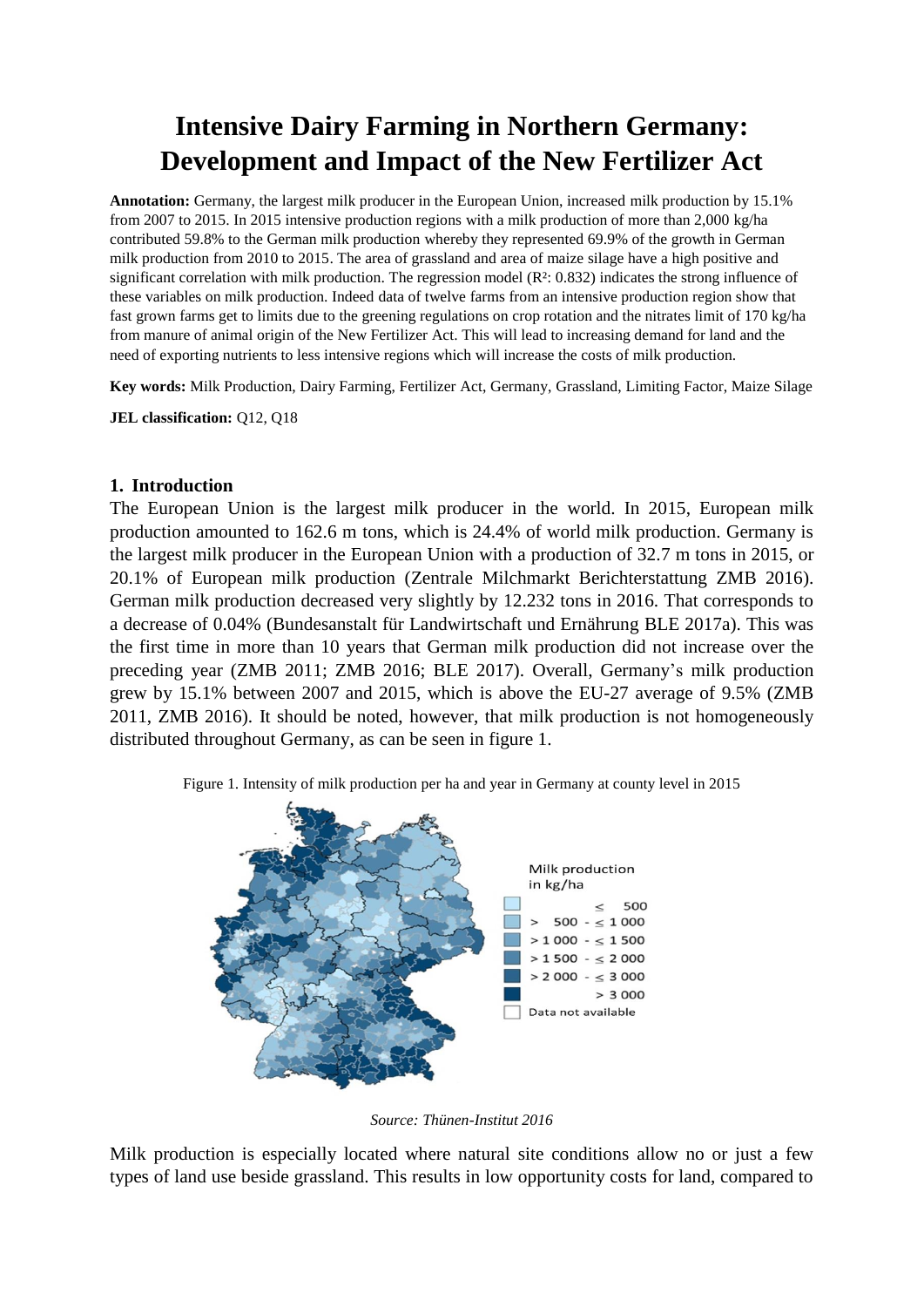# Intensive Dairy Farming in Northern Germany: Development and Impact of the New Fertilizer Act

**Annotation:** Germany, the largest milk producer in the European Union, increased milk production by 15.1% from 2007 to 2015. In 2015 intensive production regions with a milk production of more than 2,000 kg/ha contributed 59.8% to the German milk production whereby they represented 69.9% of the growth in German milk production from 2010 to 2015. The area of grassland and area of maize silage have a high positive and significant correlation with milk production. The regression model ($R^2$: 0.832) indicates the strong influence of these variables on milk production. Indeed data of twelve farms from an intensive production region show that fast grown farms get to limits due to the greening regulations on crop rotation and the nitrates limit of 170 kg/ha from manure of animal origin of the New Fertilizer Act. This will lead to increasing demand for land and the need of exporting nutrients to less intensive regions which will increase the costs of milk production.

**Key words:** Milk Production, Dairy Farming, Fertilizer Act, Germany, Grassland, Limiting Factor, Maize Silage

**JEL classification:** Q12, Q18

## 1. Introduction

The European Union is the largest milk producer in the world. In 2015, European milk production amounted to 162.6 m tons, which is 24.4% of world milk production. Germany is the largest milk producer in the European Union with a production of 32.7 m tons in 2015, or 20.1% of European milk production (Zentrale Milchmarkt Berichterstattung ZMB 2016). German milk production decreased very slightly by 12.232 tons in 2016. That corresponds to a decrease of 0.04% (Bundesanstalt für Landwirtschaft und Ernährung BLE 2017a). This was the first time in more than 10 years that German milk production did not increase over the preceding year (ZMB 2011; ZMB 2016; BLE 2017). Overall, Germany's milk production grew by 15.1% between 2007 and 2015, which is above the EU-27 average of 9.5% (ZMB 2011, ZMB 2016). It should be noted, however, that milk production is not homogeneously distributed throughout Germany, as can be seen in figure 1.

Figure 1. Intensity of milk production per ha and year in Germany at county level in 2015

| Milk production in kg/ha |
|---|
| ≤ 500 |
| > 500 - ≤ 1 000 |
| > 1 000 - ≤ 1 500 |
| > 1 500 - ≤ 2 000 |
| > 2 000 - ≤ 3 000 |
| > 3 000 |
| Data not available |

*Source: Thünen-Institut 2016*

Milk production is especially located where natural site conditions allow no or just a few types of land use beside grassland. This results in low opportunity costs for land, compared to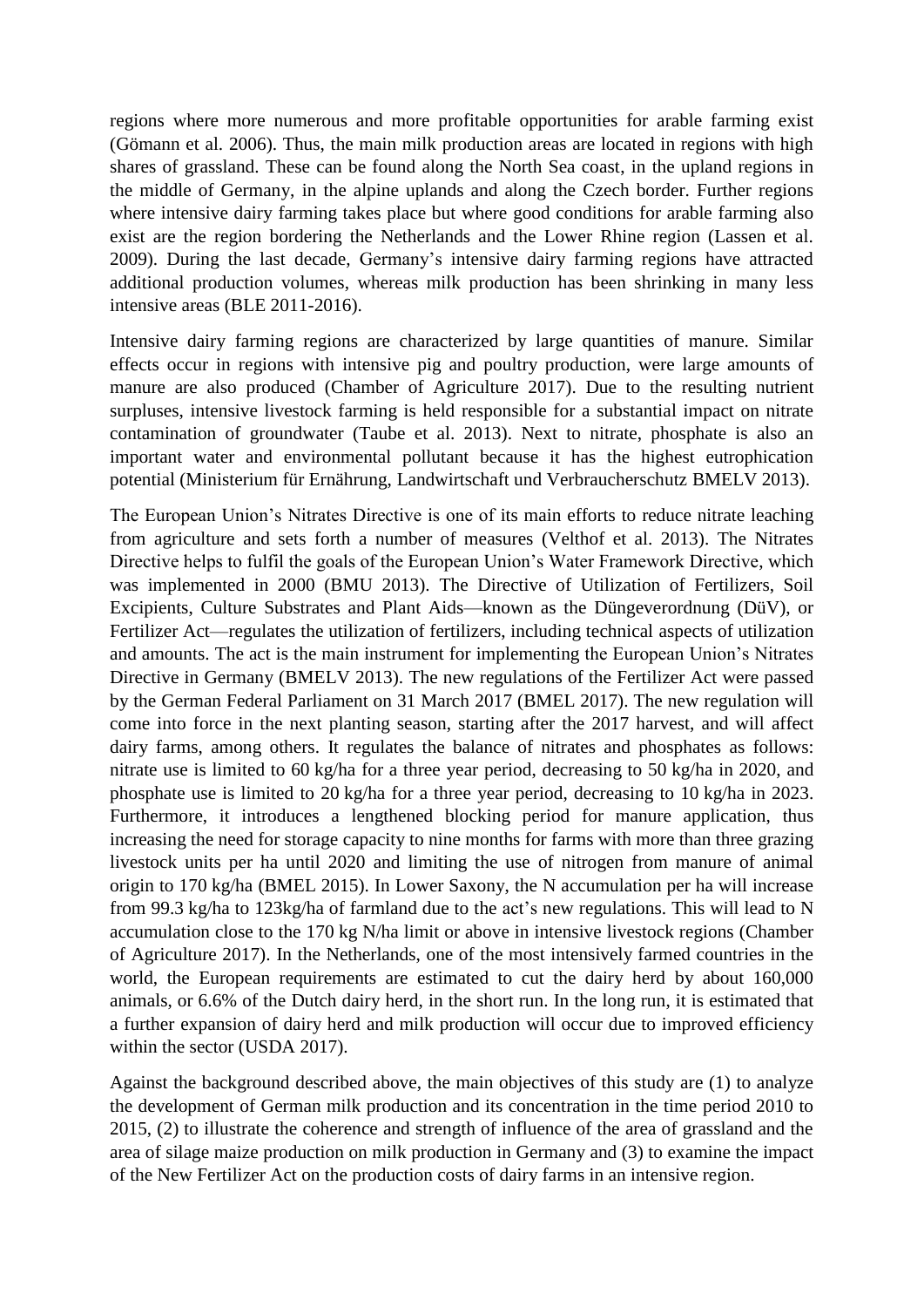regions where more numerous and more profitable opportunities for arable farming exist (Gömann et al. 2006). Thus, the main milk production areas are located in regions with high shares of grassland. These can be found along the North Sea coast, in the upland regions in the middle of Germany, in the alpine uplands and along the Czech border. Further regions where intensive dairy farming takes place but where good conditions for arable farming also exist are the region bordering the Netherlands and the Lower Rhine region (Lassen et al. 2009). During the last decade, Germany's intensive dairy farming regions have attracted additional production volumes, whereas milk production has been shrinking in many less intensive areas (BLE 2011-2016).

Intensive dairy farming regions are characterized by large quantities of manure. Similar effects occur in regions with intensive pig and poultry production, were large amounts of manure are also produced (Chamber of Agriculture 2017). Due to the resulting nutrient surpluses, intensive livestock farming is held responsible for a substantial impact on nitrate contamination of groundwater (Taube et al. 2013). Next to nitrate, phosphate is also an important water and environmental pollutant because it has the highest eutrophication potential (Ministerium für Ernährung, Landwirtschaft und Verbraucherschutz BMELV 2013).

The European Union's Nitrates Directive is one of its main efforts to reduce nitrate leaching from agriculture and sets forth a number of measures (Velthof et al. 2013). The Nitrates Directive helps to fulfil the goals of the European Union's Water Framework Directive, which was implemented in 2000 (BMU 2013). The Directive of Utilization of Fertilizers, Soil Excipients, Culture Substrates and Plant Aids—known as the Düngeverordnung (DüV), or Fertilizer Act—regulates the utilization of fertilizers, including technical aspects of utilization and amounts. The act is the main instrument for implementing the European Union's Nitrates Directive in Germany (BMELV 2013). The new regulations of the Fertilizer Act were passed by the German Federal Parliament on 31 March 2017 (BMEL 2017). The new regulation will come into force in the next planting season, starting after the 2017 harvest, and will affect dairy farms, among others. It regulates the balance of nitrates and phosphates as follows: nitrate use is limited to 60 kg/ha for a three year period, decreasing to 50 kg/ha in 2020, and phosphate use is limited to 20 kg/ha for a three year period, decreasing to 10 kg/ha in 2023. Furthermore, it introduces a lengthened blocking period for manure application, thus increasing the need for storage capacity to nine months for farms with more than three grazing livestock units per ha until 2020 and limiting the use of nitrogen from manure of animal origin to 170 kg/ha (BMEL 2015). In Lower Saxony, the N accumulation per ha will increase from 99.3 kg/ha to 123kg/ha of farmland due to the act's new regulations. This will lead to N accumulation close to the 170 kg N/ha limit or above in intensive livestock regions (Chamber of Agriculture 2017). In the Netherlands, one of the most intensively farmed countries in the world, the European requirements are estimated to cut the dairy herd by about 160,000 animals, or 6.6% of the Dutch dairy herd, in the short run. In the long run, it is estimated that a further expansion of dairy herd and milk production will occur due to improved efficiency within the sector (USDA 2017).

Against the background described above, the main objectives of this study are (1) to analyze the development of German milk production and its concentration in the time period 2010 to 2015, (2) to illustrate the coherence and strength of influence of the area of grassland and the area of silage maize production on milk production in Germany and (3) to examine the impact of the New Fertilizer Act on the production costs of dairy farms in an intensive region.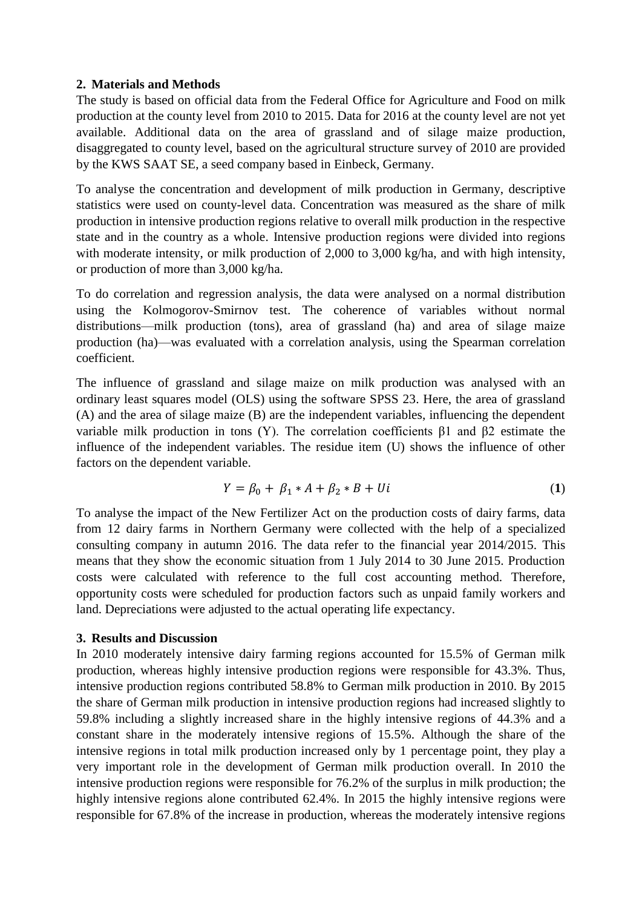## 2. Materials and Methods

The study is based on official data from the Federal Office for Agriculture and Food on milk production at the county level from 2010 to 2015. Data for 2016 at the county level are not yet available. Additional data on the area of grassland and of silage maize production, disaggregated to county level, based on the agricultural structure survey of 2010 are provided by the KWS SAAT SE, a seed company based in Einbeck, Germany.

To analyse the concentration and development of milk production in Germany, descriptive statistics were used on county-level data. Concentration was measured as the share of milk production in intensive production regions relative to overall milk production in the respective state and in the country as a whole. Intensive production regions were divided into regions with moderate intensity, or milk production of 2,000 to 3,000 kg/ha, and with high intensity, or production of more than 3,000 kg/ha.

To do correlation and regression analysis, the data were analysed on a normal distribution using the Kolmogorov-Smirnov test. The coherence of variables without normal distributions—milk production (tons), area of grassland (ha) and area of silage maize production (ha)—was evaluated with a correlation analysis, using the Spearman correlation coefficient.

The influence of grassland and silage maize on milk production was analysed with an ordinary least squares model (OLS) using the software SPSS 23. Here, the area of grassland (A) and the area of silage maize (B) are the independent variables, influencing the dependent variable milk production in tons (Y). The correlation coefficients $\beta_1$ and $\beta_2$ estimate the influence of the independent variables. The residue item (U) shows the influence of other factors on the dependent variable.

$$Y = \beta_0 + \beta_1 * A + \beta_2 * B + Ui \quad (1)$$

To analyse the impact of the New Fertilizer Act on the production costs of dairy farms, data from 12 dairy farms in Northern Germany were collected with the help of a specialized consulting company in autumn 2016. The data refer to the financial year 2014/2015. This means that they show the economic situation from 1 July 2014 to 30 June 2015. Production costs were calculated with reference to the full cost accounting method. Therefore, opportunity costs were scheduled for production factors such as unpaid family workers and land. Depreciations were adjusted to the actual operating life expectancy.

## 3. Results and Discussion

In 2010 moderately intensive dairy farming regions accounted for 15.5% of German milk production, whereas highly intensive production regions were responsible for 43.3%. Thus, intensive production regions contributed 58.8% to German milk production in 2010. By 2015 the share of German milk production in intensive production regions had increased slightly to 59.8% including a slightly increased share in the highly intensive regions of 44.3% and a constant share in the moderately intensive regions of 15.5%. Although the share of the intensive regions in total milk production increased only by 1 percentage point, they play a very important role in the development of German milk production overall. In 2010 the intensive production regions were responsible for 76.2% of the surplus in milk production; the highly intensive regions alone contributed 62.4%. In 2015 the highly intensive regions were responsible for 67.8% of the increase in production, whereas the moderately intensive regions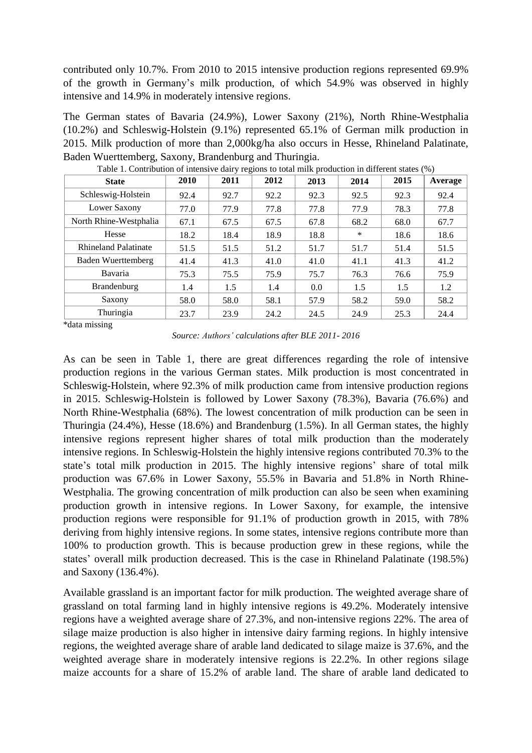contributed only 10.7%. From 2010 to 2015 intensive production regions represented 69.9% of the growth in Germany's milk production, of which 54.9% was observed in highly intensive and 14.9% in moderately intensive regions.

The German states of Bavaria (24.9%), Lower Saxony (21%), North Rhine-Westphalia (10.2%) and Schleswig-Holstein (9.1%) represented 65.1% of German milk production in 2015. Milk production of more than 2,000kg/ha also occurs in Hesse, Rhineland Palatinate, Baden Wuerttemberg, Saxony, Brandenburg and Thuringia.

Table 1. Contribution of intensive dairy regions to total milk production in different states (%)

| State | 2010 | 2011 | 2012 | 2013 | 2014 | 2015 | Average |
|---|---|---|---|---|---|---|---|
| Schleswig-Holstein | 92.4 | 92.7 | 92.2 | 92.3 | 92.5 | 92.3 | 92.4 |
| Lower Saxony | 77.0 | 77.9 | 77.8 | 77.8 | 77.9 | 78.3 | 77.8 |
| North Rhine-Westphalia | 67.1 | 67.5 | 67.5 | 67.8 | 68.2 | 68.0 | 67.7 |
| Hesse | 18.2 | 18.4 | 18.9 | 18.8 | * | 18.6 | 18.6 |
| Rhineland Palatinate | 51.5 | 51.5 | 51.2 | 51.7 | 51.7 | 51.4 | 51.5 |
| Baden Wuerttemberg | 41.4 | 41.3 | 41.0 | 41.0 | 41.1 | 41.3 | 41.2 |
| Bavaria | 75.3 | 75.5 | 75.9 | 75.7 | 76.3 | 76.6 | 75.9 |
| Brandenburg | 1.4 | 1.5 | 1.4 | 0.0 | 1.5 | 1.5 | 1.2 |
| Saxony | 58.0 | 58.0 | 58.1 | 57.9 | 58.2 | 59.0 | 58.2 |
| Thuringia | 23.7 | 23.9 | 24.2 | 24.5 | 24.9 | 25.3 | 24.4 |

*data missing

*Source: Authors' calculations after BLE 2011- 2016*

As can be seen in Table 1, there are great differences regarding the role of intensive production regions in the various German states. Milk production is most concentrated in Schleswig-Holstein, where 92.3% of milk production came from intensive production regions in 2015. Schleswig-Holstein is followed by Lower Saxony (78.3%), Bavaria (76.6%) and North Rhine-Westphalia (68%). The lowest concentration of milk production can be seen in Thuringia (24.4%), Hesse (18.6%) and Brandenburg (1.5%). In all German states, the highly intensive regions represent higher shares of total milk production than the moderately intensive regions. In Schleswig-Holstein the highly intensive regions contributed 70.3% to the state's total milk production in 2015. The highly intensive regions' share of total milk production was 67.6% in Lower Saxony, 55.5% in Bavaria and 51.8% in North Rhine-Westphalia. The growing concentration of milk production can also be seen when examining production growth in intensive regions. In Lower Saxony, for example, the intensive production regions were responsible for 91.1% of production growth in 2015, with 78% deriving from highly intensive regions. In some states, intensive regions contribute more than 100% to production growth. This is because production grew in these regions, while the states' overall milk production decreased. This is the case in Rhineland Palatinate (198.5%) and Saxony (136.4%).

Available grassland is an important factor for milk production. The weighted average share of grassland on total farming land in highly intensive regions is 49.2%. Moderately intensive regions have a weighted average share of 27.3%, and non-intensive regions 22%. The area of silage maize production is also higher in intensive dairy farming regions. In highly intensive regions, the weighted average share of arable land dedicated to silage maize is 37.6%, and the weighted average share in moderately intensive regions is 22.2%. In other regions silage maize accounts for a share of 15.2% of arable land. The share of arable land dedicated to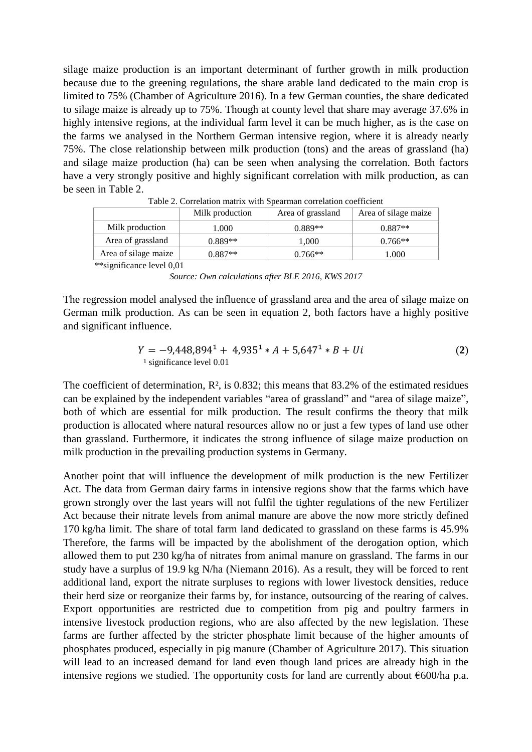silage maize production is an important determinant of further growth in milk production because due to the greening regulations, the share arable land dedicated to the main crop is limited to 75% (Chamber of Agriculture 2016). In a few German counties, the share dedicated to silage maize is already up to 75%. Though at county level that share may average 37.6% in highly intensive regions, at the individual farm level it can be much higher, as is the case on the farms we analysed in the Northern German intensive region, where it is already nearly 75%. The close relationship between milk production (tons) and the areas of grassland (ha) and silage maize production (ha) can be seen when analysing the correlation. Both factors have a very strongly positive and highly significant correlation with milk production, as can be seen in Table 2.

Table 2. Correlation matrix with Spearman correlation coefficient

| | Milk production | Area of grassland | Area of silage maize |
|---|---|---|---|
| Milk production | 1.000 | 0.889** | 0.887** |
| Area of grassland | 0.889** | 1,000 | 0.766** |
| Area of silage maize | 0.887** | 0.766** | 1.000 |

**significance level 0,01

*Source: Own calculations after BLE 2016, KWS 2017*

The regression model analysed the influence of grassland area and the area of silage maize on German milk production. As can be seen in equation 2, both factors have a highly positive and significant influence.

$$Y = -9{,}448{,}894^{1} + 4{,}935^{1} * A + 5{,}647^{1} * B + Ui \quad (2)$$

¹ significance level 0.01

The coefficient of determination, $R^2$, is 0.832; this means that 83.2% of the estimated residues can be explained by the independent variables "area of grassland" and "area of silage maize", both of which are essential for milk production. The result confirms the theory that milk production is allocated where natural resources allow no or just a few types of land use other than grassland. Furthermore, it indicates the strong influence of silage maize production on milk production in the prevailing production systems in Germany.

Another point that will influence the development of milk production is the new Fertilizer Act. The data from German dairy farms in intensive regions show that the farms which have grown strongly over the last years will not fulfil the tighter regulations of the new Fertilizer Act because their nitrate levels from animal manure are above the now more strictly defined 170 kg/ha limit. The share of total farm land dedicated to grassland on these farms is 45.9% Therefore, the farms will be impacted by the abolishment of the derogation option, which allowed them to put 230 kg/ha of nitrates from animal manure on grassland. The farms in our study have a surplus of 19.9 kg N/ha (Niemann 2016). As a result, they will be forced to rent additional land, export the nitrate surpluses to regions with lower livestock densities, reduce their herd size or reorganize their farms by, for instance, outsourcing of the rearing of calves. Export opportunities are restricted due to competition from pig and poultry farmers in intensive livestock production regions, who are also affected by the new legislation. These farms are further affected by the stricter phosphate limit because of the higher amounts of phosphates produced, especially in pig manure (Chamber of Agriculture 2017). This situation will lead to an increased demand for land even though land prices are already high in the intensive regions we studied. The opportunity costs for land are currently about €600/ha p.a.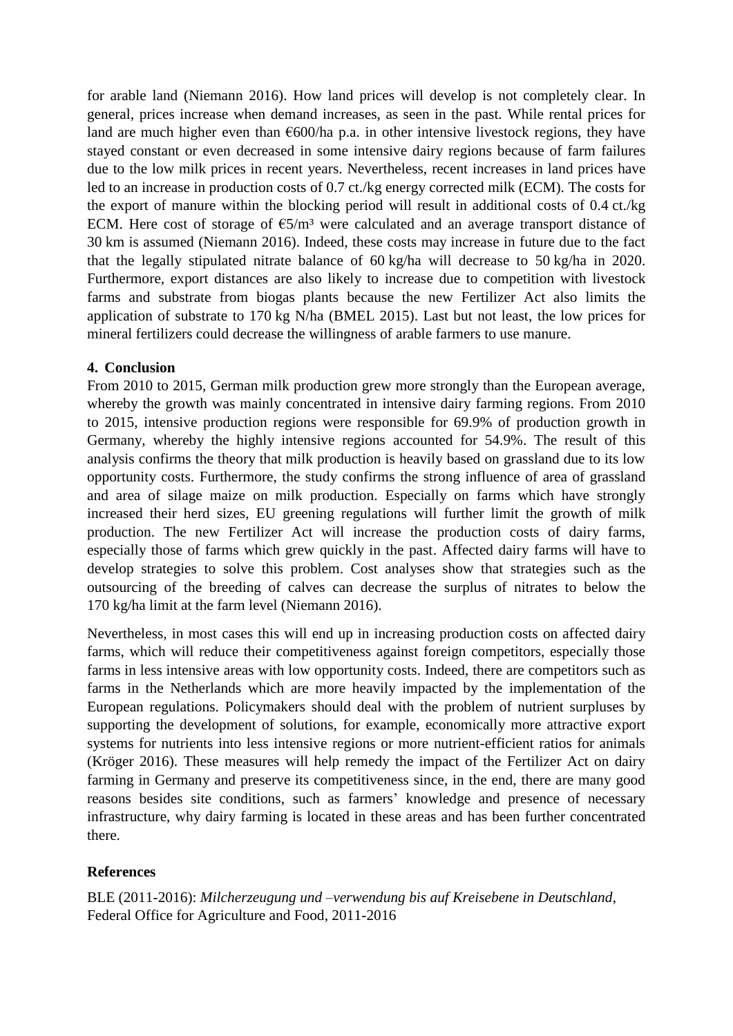for arable land (Niemann 2016). How land prices will develop is not completely clear. In general, prices increase when demand increases, as seen in the past. While rental prices for land are much higher even than €600/ha p.a. in other intensive livestock regions, they have stayed constant or even decreased in some intensive dairy regions because of farm failures due to the low milk prices in recent years. Nevertheless, recent increases in land prices have led to an increase in production costs of 0.7 ct./kg energy corrected milk (ECM). The costs for the export of manure within the blocking period will result in additional costs of 0.4 ct./kg ECM. Here cost of storage of €5/m³ were calculated and an average transport distance of 30 km is assumed (Niemann 2016). Indeed, these costs may increase in future due to the fact that the legally stipulated nitrate balance of 60 kg/ha will decrease to 50 kg/ha in 2020. Furthermore, export distances are also likely to increase due to competition with livestock farms and substrate from biogas plants because the new Fertilizer Act also limits the application of substrate to 170 kg N/ha (BMEL 2015). Last but not least, the low prices for mineral fertilizers could decrease the willingness of arable farmers to use manure.

## 4. Conclusion

From 2010 to 2015, German milk production grew more strongly than the European average, whereby the growth was mainly concentrated in intensive dairy farming regions. From 2010 to 2015, intensive production regions were responsible for 69.9% of production growth in Germany, whereby the highly intensive regions accounted for 54.9%. The result of this analysis confirms the theory that milk production is heavily based on grassland due to its low opportunity costs. Furthermore, the study confirms the strong influence of area of grassland and area of silage maize on milk production. Especially on farms which have strongly increased their herd sizes, EU greening regulations will further limit the growth of milk production. The new Fertilizer Act will increase the production costs of dairy farms, especially those of farms which grew quickly in the past. Affected dairy farms will have to develop strategies to solve this problem. Cost analyses show that strategies such as the outsourcing of the breeding of calves can decrease the surplus of nitrates to below the 170 kg/ha limit at the farm level (Niemann 2016).

Nevertheless, in most cases this will end up in increasing production costs on affected dairy farms, which will reduce their competitiveness against foreign competitors, especially those farms in less intensive areas with low opportunity costs. Indeed, there are competitors such as farms in the Netherlands which are more heavily impacted by the implementation of the European regulations. Policymakers should deal with the problem of nutrient surpluses by supporting the development of solutions, for example, economically more attractive export systems for nutrients into less intensive regions or more nutrient-efficient ratios for animals (Kröger 2016). These measures will help remedy the impact of the Fertilizer Act on dairy farming in Germany and preserve its competitiveness since, in the end, there are many good reasons besides site conditions, such as farmers' knowledge and presence of necessary infrastructure, why dairy farming is located in these areas and has been further concentrated there.

## References

BLE (2011-2016): *Milcherzeugung und –verwendung bis auf Kreisebene in Deutschland*, Federal Office for Agriculture and Food, 2011-2016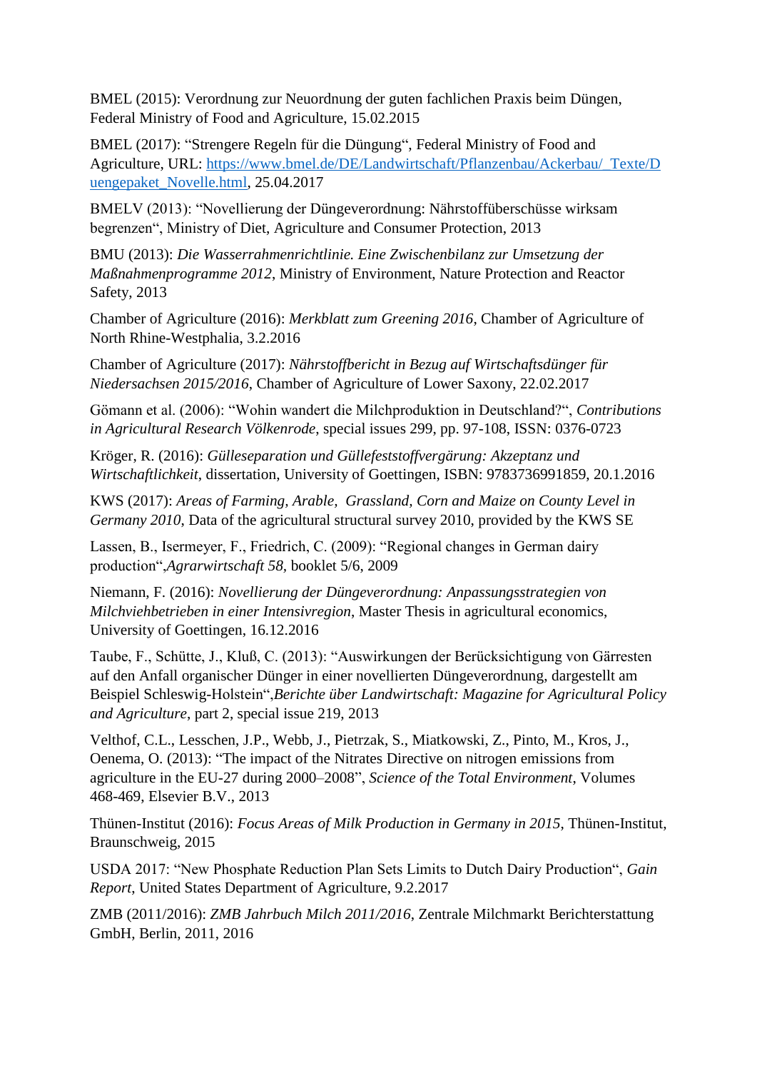BMEL (2015): Verordnung zur Neuordnung der guten fachlichen Praxis beim Düngen, Federal Ministry of Food and Agriculture, 15.02.2015

BMEL (2017): "Strengere Regeln für die Düngung", Federal Ministry of Food and Agriculture, URL: [https://www.bmel.de/DE/Landwirtschaft/Pflanzenbau/Ackerbau/_Texte/Duengepaket_Novelle.html](https://www.bmel.de/DE/Landwirtschaft/Pflanzenbau/Ackerbau/_Texte/Duengepaket_Novelle.html), 25.04.2017

BMELV (2013): "Novellierung der Düngeverordnung: Nährstoffüberschüsse wirksam begrenzen", Ministry of Diet, Agriculture and Consumer Protection, 2013

BMU (2013): *Die Wasserrahmenrichtlinie. Eine Zwischenbilanz zur Umsetzung der Maßnahmenprogramme 2012*, Ministry of Environment, Nature Protection and Reactor Safety, 2013

Chamber of Agriculture (2016): *Merkblatt zum Greening 2016*, Chamber of Agriculture of North Rhine-Westphalia, 3.2.2016

Chamber of Agriculture (2017): *Nährstoffbericht in Bezug auf Wirtschaftsdünger für Niedersachsen 2015/2016*, Chamber of Agriculture of Lower Saxony, 22.02.2017

Gömann et al. (2006): "Wohin wandert die Milchproduktion in Deutschland?", *Contributions in Agricultural Research Völkenrode*, special issues 299, pp. 97-108, ISSN: 0376-0723

Kröger, R. (2016): *Gülleseparation und Güllefeststoffvergärung: Akzeptanz und Wirtschaftlichkeit*, dissertation, University of Goettingen, ISBN: 9783736991859, 20.1.2016

KWS (2017): *Areas of Farming, Arable, Grassland, Corn and Maize on County Level in Germany 2010*, Data of the agricultural structural survey 2010, provided by the KWS SE

Lassen, B., Isermeyer, F., Friedrich, C. (2009): "Regional changes in German dairy production",*Agrarwirtschaft 58*, booklet 5/6, 2009

Niemann, F. (2016): *Novellierung der Düngeverordnung: Anpassungsstrategien von Milchviehbetrieben in einer Intensivregion*, Master Thesis in agricultural economics, University of Goettingen, 16.12.2016

Taube, F., Schütte, J., Kluß, C. (2013): "Auswirkungen der Berücksichtigung von Gärresten auf den Anfall organischer Dünger in einer novellierten Düngeverordnung, dargestellt am Beispiel Schleswig-Holstein",*Berichte über Landwirtschaft: Magazine for Agricultural Policy and Agriculture*, part 2, special issue 219, 2013

Velthof, C.L., Lesschen, J.P., Webb, J., Pietrzak, S., Miatkowski, Z., Pinto, M., Kros, J., Oenema, O. (2013): "The impact of the Nitrates Directive on nitrogen emissions from agriculture in the EU-27 during 2000–2008", *Science of the Total Environment*, Volumes 468-469, Elsevier B.V., 2013

Thünen-Institut (2016): *Focus Areas of Milk Production in Germany in 2015*, Thünen-Institut, Braunschweig, 2015

USDA 2017: "New Phosphate Reduction Plan Sets Limits to Dutch Dairy Production", *Gain Report*, United States Department of Agriculture, 9.2.2017

ZMB (2011/2016): *ZMB Jahrbuch Milch 2011/2016*, Zentrale Milchmarkt Berichterstattung GmbH, Berlin, 2011, 2016